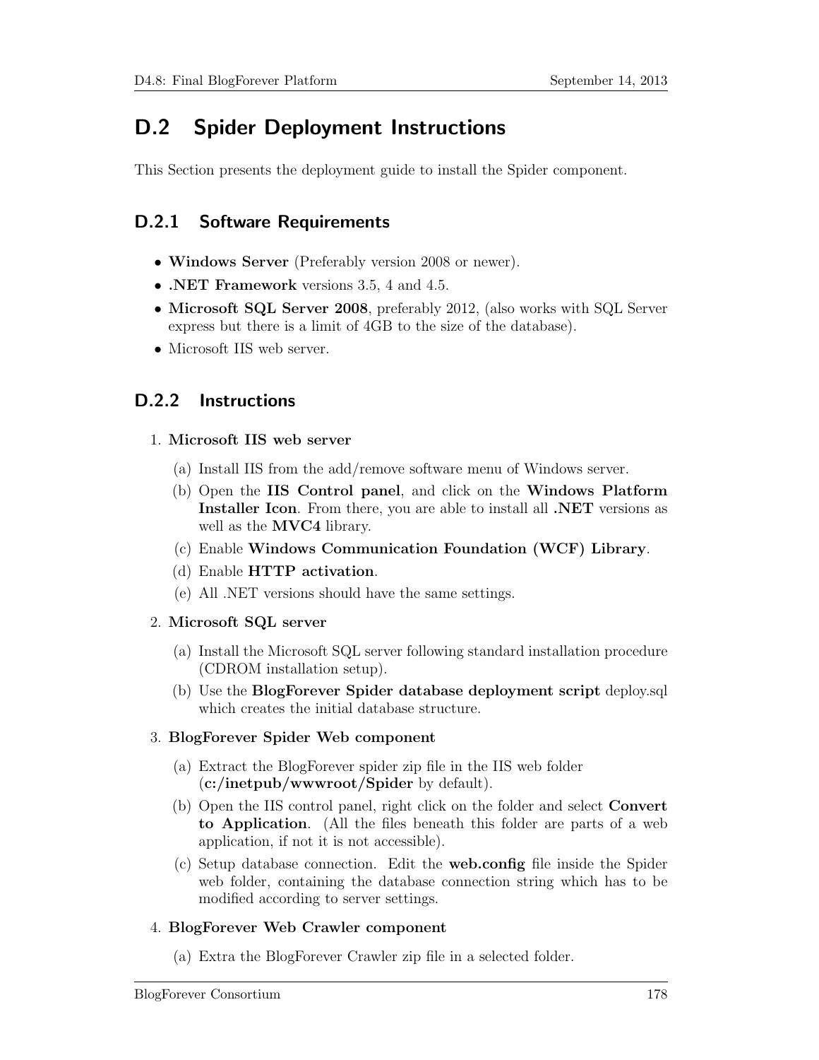## D.2 Spider Deployment Instructions

This Section presents the deployment guide to install the Spider component.

### D.2.1 Software Requirements

- **Windows Server** (Preferably version 2008 or newer).
- **.NET Framework** versions 3.5, 4 and 4.5.
- **Microsoft SQL Server 2008**, preferably 2012, (also works with SQL Server express but there is a limit of 4GB to the size of the database).
- Microsoft IIS web server.

### D.2.2 Instructions

1. **Microsoft IIS web server**
   (a) Install IIS from the add/remove software menu of Windows server.
   (b) Open the **IIS Control panel**, and click on the **Windows Platform Installer Icon**. From there, you are able to install all **.NET** versions as well as the **MVC4** library.
   (c) Enable **Windows Communication Foundation (WCF) Library**.
   (d) Enable **HTTP activation**.
   (e) All .NET versions should have the same settings.

2. **Microsoft SQL server**
   (a) Install the Microsoft SQL server following standard installation procedure (CDROM installation setup).
   (b) Use the **BlogForever Spider database deployment script** deploy.sql which creates the initial database structure.

3. **BlogForever Spider Web component**
   (a) Extract the BlogForever spider zip file in the IIS web folder (**c:/inetpub/wwwroot/Spider** by default).
   (b) Open the IIS control panel, right click on the folder and select **Convert to Application**. (All the files beneath this folder are parts of a web application, if not it is not accessible).
   (c) Setup database connection. Edit the **web.config** file inside the Spider web folder, containing the database connection string which has to be modified according to server settings.

4. **BlogForever Web Crawler component**
   (a) Extra the BlogForever Crawler zip file in a selected folder.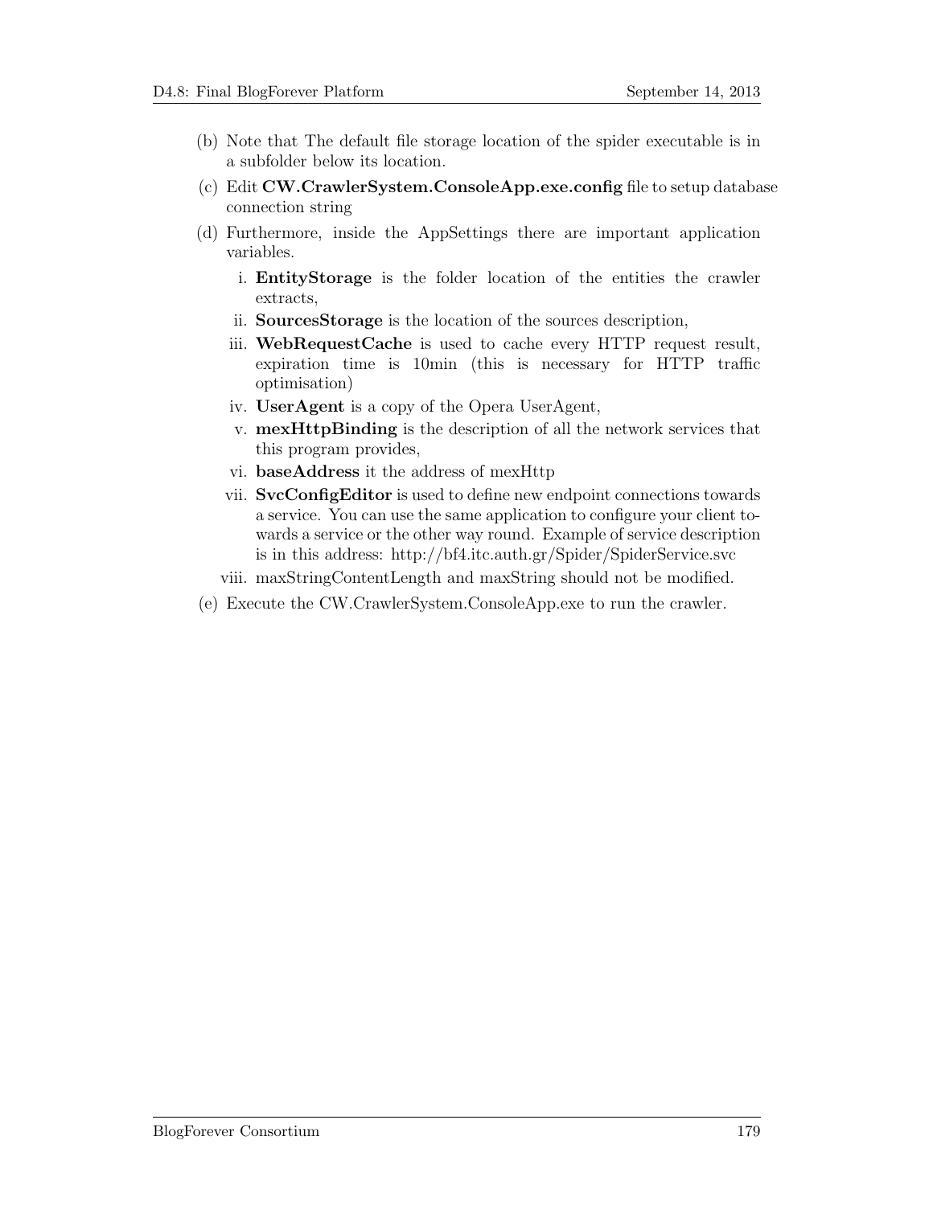(b) Note that The default file storage location of the spider executable is in a subfolder below its location.

(c) Edit **CW.CrawlerSystem.ConsoleApp.exe.config** file to setup database connection string

(d) Furthermore, inside the AppSettings there are important application variables.

   i. **EntityStorage** is the folder location of the entities the crawler extracts,

   ii. **SourcesStorage** is the location of the sources description,

   iii. **WebRequestCache** is used to cache every HTTP request result, expiration time is 10min (this is necessary for HTTP traffic optimisation)

   iv. **UserAgent** is a copy of the Opera UserAgent,

   v. **mexHttpBinding** is the description of all the network services that this program provides,

   vi. **baseAddress** it the address of mexHttp

   vii. **SvcConfigEditor** is used to define new endpoint connections towards a service. You can use the same application to configure your client towards a service or the other way round. Example of service description is in this address: http://bf4.itc.auth.gr/Spider/SpiderService.svc

   viii. maxStringContentLength and maxString should not be modified.

(e) Execute the CW.CrawlerSystem.ConsoleApp.exe to run the crawler.